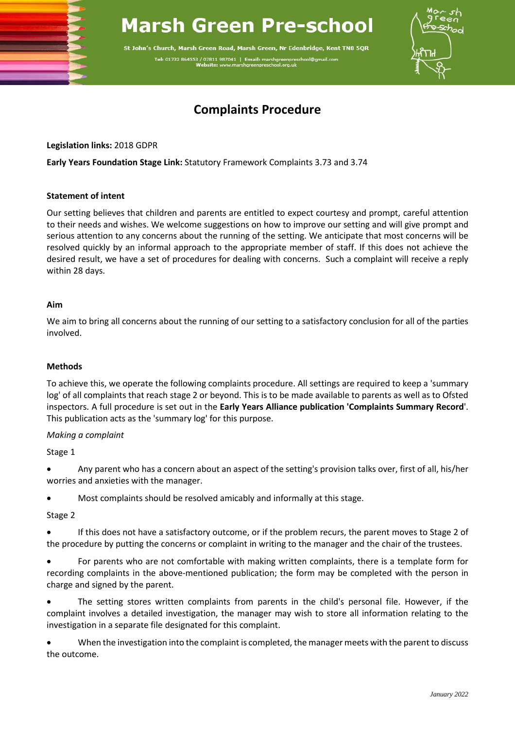# Marsh Green Pre-school

St John's Church, Marsh Green Road, Marsh Green, Nr Edenbridge, Kent TN8 5QR

Tel: 01732 864553 / 07811 987041 | Email: marshgreenpreschool@gmail.com
Website: www.marshgreenpreschool.org.uk

## Complaints Procedure

**Legislation links:** 2018 GDPR

**Early Years Foundation Stage Link:** Statutory Framework Complaints 3.73 and 3.74

### Statement of intent

Our setting believes that children and parents are entitled to expect courtesy and prompt, careful attention to their needs and wishes. We welcome suggestions on how to improve our setting and will give prompt and serious attention to any concerns about the running of the setting. We anticipate that most concerns will be resolved quickly by an informal approach to the appropriate member of staff. If this does not achieve the desired result, we have a set of procedures for dealing with concerns. Such a complaint will receive a reply within 28 days.

### Aim

We aim to bring all concerns about the running of our setting to a satisfactory conclusion for all of the parties involved.

### Methods

To achieve this, we operate the following complaints procedure. All settings are required to keep a 'summary log' of all complaints that reach stage 2 or beyond. This is to be made available to parents as well as to Ofsted inspectors. A full procedure is set out in the **Early Years Alliance publication 'Complaints Summary Record'**. This publication acts as the 'summary log' for this purpose.

*Making a complaint*

Stage 1

- Any parent who has a concern about an aspect of the setting's provision talks over, first of all, his/her worries and anxieties with the manager.
- Most complaints should be resolved amicably and informally at this stage.

Stage 2

- If this does not have a satisfactory outcome, or if the problem recurs, the parent moves to Stage 2 of the procedure by putting the concerns or complaint in writing to the manager and the chair of the trustees.
- For parents who are not comfortable with making written complaints, there is a template form for recording complaints in the above-mentioned publication; the form may be completed with the person in charge and signed by the parent.
- The setting stores written complaints from parents in the child's personal file. However, if the complaint involves a detailed investigation, the manager may wish to store all information relating to the investigation in a separate file designated for this complaint.
- When the investigation into the complaint is completed, the manager meets with the parent to discuss the outcome.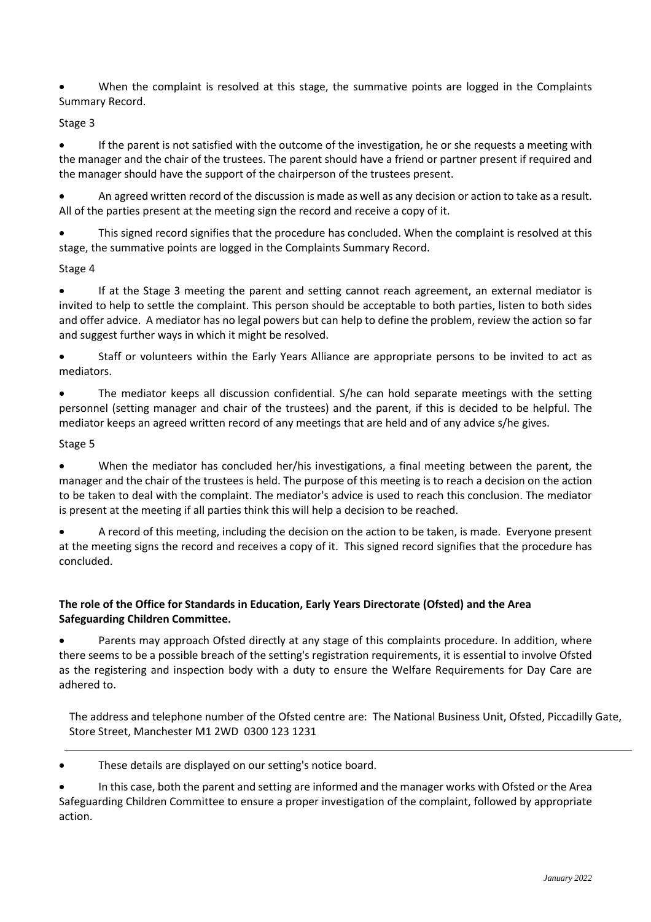- When the complaint is resolved at this stage, the summative points are logged in the Complaints Summary Record.

Stage 3

- If the parent is not satisfied with the outcome of the investigation, he or she requests a meeting with the manager and the chair of the trustees. The parent should have a friend or partner present if required and the manager should have the support of the chairperson of the trustees present.
- An agreed written record of the discussion is made as well as any decision or action to take as a result. All of the parties present at the meeting sign the record and receive a copy of it.
- This signed record signifies that the procedure has concluded. When the complaint is resolved at this stage, the summative points are logged in the Complaints Summary Record.

Stage 4

- If at the Stage 3 meeting the parent and setting cannot reach agreement, an external mediator is invited to help to settle the complaint. This person should be acceptable to both parties, listen to both sides and offer advice. A mediator has no legal powers but can help to define the problem, review the action so far and suggest further ways in which it might be resolved.
- Staff or volunteers within the Early Years Alliance are appropriate persons to be invited to act as mediators.
- The mediator keeps all discussion confidential. S/he can hold separate meetings with the setting personnel (setting manager and chair of the trustees) and the parent, if this is decided to be helpful. The mediator keeps an agreed written record of any meetings that are held and of any advice s/he gives.

Stage 5

- When the mediator has concluded her/his investigations, a final meeting between the parent, the manager and the chair of the trustees is held. The purpose of this meeting is to reach a decision on the action to be taken to deal with the complaint. The mediator's advice is used to reach this conclusion. The mediator is present at the meeting if all parties think this will help a decision to be reached.
- A record of this meeting, including the decision on the action to be taken, is made. Everyone present at the meeting signs the record and receives a copy of it. This signed record signifies that the procedure has concluded.

**The role of the Office for Standards in Education, Early Years Directorate (Ofsted) and the Area Safeguarding Children Committee.**

- Parents may approach Ofsted directly at any stage of this complaints procedure. In addition, where there seems to be a possible breach of the setting's registration requirements, it is essential to involve Ofsted as the registering and inspection body with a duty to ensure the Welfare Requirements for Day Care are adhered to.

The address and telephone number of the Ofsted centre are: The National Business Unit, Ofsted, Piccadilly Gate, Store Street, Manchester M1 2WD 0300 123 1231

---

- These details are displayed on our setting's notice board.
- In this case, both the parent and setting are informed and the manager works with Ofsted or the Area Safeguarding Children Committee to ensure a proper investigation of the complaint, followed by appropriate action.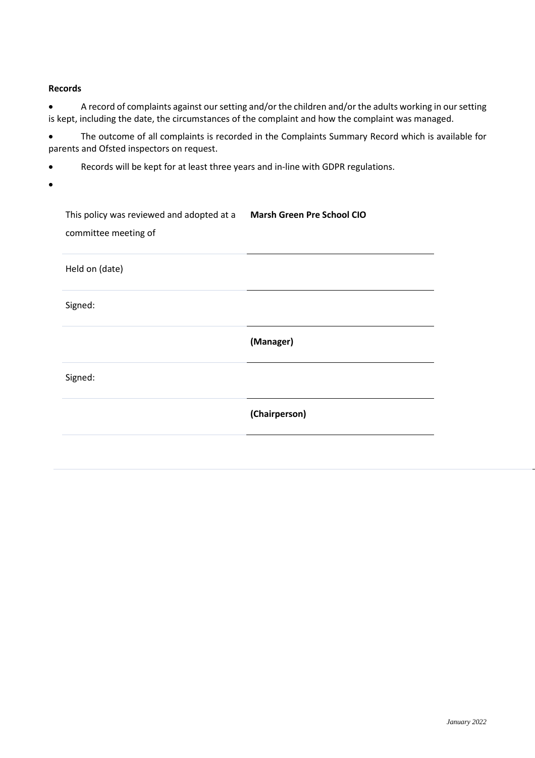**Records**

- A record of complaints against our setting and/or the children and/or the adults working in our setting is kept, including the date, the circumstances of the complaint and how the complaint was managed.
- The outcome of all complaints is recorded in the Complaints Summary Record which is available for parents and Ofsted inspectors on request.
- Records will be kept for at least three years and in-line with GDPR regulations.
-

| | |
|---|---|
| This policy was reviewed and adopted at a committee meeting of | **Marsh Green Pre School CIO** |
| Held on (date) | |
| Signed: | |
| | **(Manager)** |
| Signed: | |
| | **(Chairperson)** |

*January 2022*